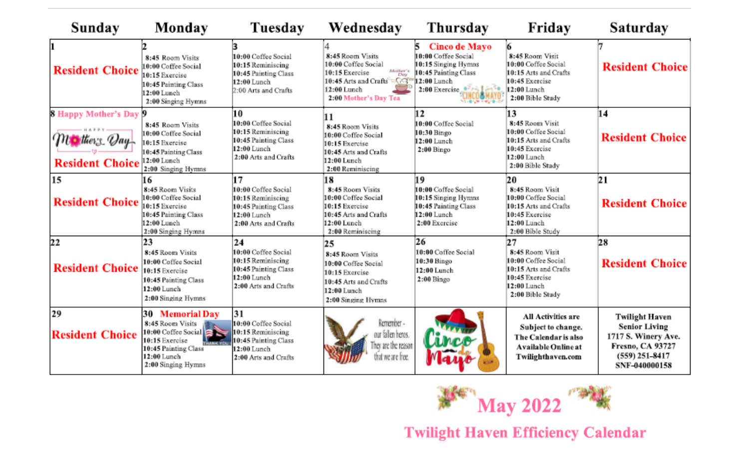# May 2022

## Twilight Haven Efficiency Calendar

| Sunday | Monday | Tuesday | Wednesday | Thursday | Friday | Saturday |
|---|---|---|---|---|---|---|
| 1<br>**Resident Choice** | 2<br>8:45 Room Visits<br>10:00 Coffee Social<br>10:15 Exercise<br>10:45 Painting Class<br>12:00 Lunch<br>2:00 Singing Hymns | 3<br>10:00 Coffee Social<br>10:15 Reminiscing<br>10:45 Painting Class<br>12:00 Lunch<br>2:00 Arts and Crafts | 4<br>8:45 Room Visits<br>10:00 Coffee Social<br>10:15 Exercise<br>10:45 Arts and Crafts<br>12:00 Lunch<br>2:00 Mother's Day Tea | 5 **Cinco de Mayo**<br>10:00 Coffee Social<br>10:15 Singing Hymns<br>10:45 Painting Class<br>12:00 Lunch<br>2:00 Exercise | 6<br>8:45 Room Visit<br>10:00 Coffee Social<br>10:15 Arts and Crafts<br>10:45 Exercise<br>12:00 Lunch<br>2:00 Bible Study | 7<br>**Resident Choice** |
| 8 **Happy Mother's Day**<br>**Resident Choice** | 9<br>8:45 Room Visits<br>10:00 Coffee Social<br>10:15 Exercise<br>10:45 Painting Class<br>12:00 Lunch<br>2:00 Singing Hymns | 10<br>10:00 Coffee Social<br>10:15 Reminiscing<br>10:45 Painting Class<br>12:00 Lunch<br>2:00 Arts and Crafts | 11<br>8:45 Room Visits<br>10:00 Coffee Social<br>10:15 Exercise<br>10:45 Arts and Crafts<br>12:00 Lunch<br>2:00 Reminiscing | 12<br>10:00 Coffee Social<br>10:30 Bingo<br>12:00 Lunch<br>2:00 Bingo | 13<br>8:45 Room Visit<br>10:00 Coffee Social<br>10:15 Arts and Crafts<br>10:45 Exercise<br>12:00 Lunch<br>2:00 Bible Study | 14<br>**Resident Choice** |
| 15<br>**Resident Choice** | 16<br>8:45 Room Visits<br>10:00 Coffee Social<br>10:15 Exercise<br>10:45 Painting Class<br>12:00 Lunch<br>2:00 Singing Hymns | 17<br>10:00 Coffee Social<br>10:15 Reminiscing<br>10:45 Painting Class<br>12:00 Lunch<br>2:00 Arts and Crafts | 18<br>8:45 Room Visits<br>10:00 Coffee Social<br>10:15 Exercise<br>10:45 Arts and Crafts<br>12:00 Lunch<br>2:00 Reminiscing | 19<br>10:00 Coffee Social<br>10:15 Singing Hymns<br>10:45 Painting Class<br>12:00 Lunch<br>2:00 Exercise | 20<br>8:45 Room Visit<br>10:00 Coffee Social<br>10:15 Arts and Crafts<br>10:45 Exercise<br>12:00 Lunch<br>2:00 Bible Study | 21<br>**Resident Choice** |
| 22<br>**Resident Choice** | 23<br>8:45 Room Visits<br>10:00 Coffee Social<br>10:15 Exercise<br>10:45 Painting Class<br>12:00 Lunch<br>2:00 Singing Hymns | 24<br>10:00 Coffee Social<br>10:15 Reminiscing<br>10:45 Painting Class<br>12:00 Lunch<br>2:00 Arts and Crafts | 25<br>8:45 Room Visits<br>10:00 Coffee Social<br>10:15 Exercise<br>10:45 Arts and Crafts<br>12:00 Lunch<br>2:00 Singing Hymns | 26<br>10:00 Coffee Social<br>10:30 Bingo<br>12:00 Lunch<br>2:00 Bingo | 27<br>8:45 Room Visit<br>10:00 Coffee Social<br>10:15 Arts and Crafts<br>10:45 Exercise<br>12:00 Lunch<br>2:00 Bible Study | 28<br>**Resident Choice** |
| 29<br>**Resident Choice** | 30 **Memorial Day**<br>8:45 Room Visits<br>10:00 Coffee Social<br>10:15 Exercise<br>10:45 Painting Class<br>12:00 Lunch<br>2:00 Singing Hymns | 31<br>10:00 Coffee Social<br>10:15 Reminiscing<br>10:45 Painting Class<br>12:00 Lunch<br>2:00 Arts and Crafts | Remember - our fallen heros. They are the reason that we are free. | Cinco de Mayo | **All Activities are Subject to change. The Calendar is also Available Online at Twilighthaven.com** | **Twilight Haven Senior Living<br>1717 S. Winery Ave.<br>Fresno, CA 93727<br>(559) 251-8417<br>SNF-040000158** |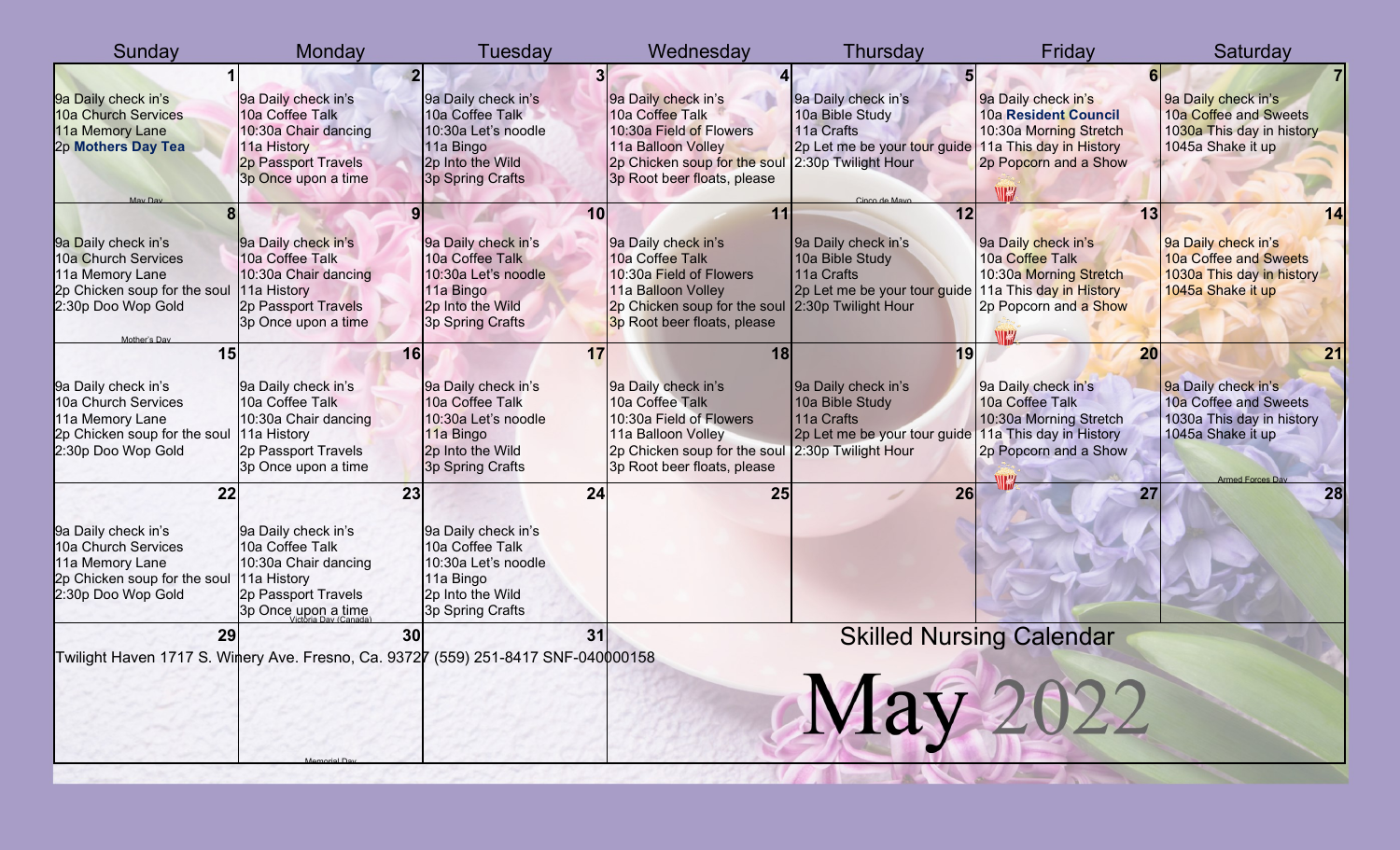# Skilled Nursing Calendar

# May 2022

| Sunday | Monday | Tuesday | Wednesday | Thursday | Friday | Saturday |
|---|---|---|---|---|---|---|
| **1**<br>9a Daily check in's<br>10a Church Services<br>11a Memory Lane<br>2p **Mothers Day Tea**<br>May Day | **2**<br>9a Daily check in's<br>10a Coffee Talk<br>10:30a Chair dancing<br>11a History<br>2p Passport Travels<br>3p Once upon a time | **3**<br>9a Daily check in's<br>10a Coffee Talk<br>10:30a Let's noodle<br>11a Bingo<br>2p Into the Wild<br>3p Spring Crafts | **4**<br>9a Daily check in's<br>10a Coffee Talk<br>10:30a Field of Flowers<br>11a Balloon Volley<br>3p Root beer floats, please | **5**<br>9a Daily check in's<br>10a Bible Study<br>11a Crafts<br>2p Let me be your tour guide<br>2:30p Twilight Hour<br>Cinco de Mayo | **6**<br>9a Daily check in's<br>10a **Resident Council**<br>10:30a Morning Stretch<br>11a This day in History<br>2p Popcorn and a Show | **7**<br>9a Daily check in's<br>10a Coffee and Sweets<br>1030a This day in history<br>1045a Shake it up |
| **8**<br>9a Daily check in's<br>10a Church Services<br>11a Memory Lane<br>2p Chicken soup for the soul<br>2:30p Doo Wop Gold<br>Mother's Day | **9**<br>9a Daily check in's<br>10a Coffee Talk<br>10:30a Chair dancing<br>11a History<br>2p Passport Travels<br>3p Once upon a time | **10**<br>9a Daily check in's<br>10a Coffee Talk<br>10:30a Let's noodle<br>11a Bingo<br>2p Into the Wild<br>3p Spring Crafts | **11**<br>9a Daily check in's<br>10a Coffee Talk<br>10:30a Field of Flowers<br>11a Balloon Volley<br>2p Chicken soup for the soul<br>3p Root beer floats, please | **12**<br>9a Daily check in's<br>10a Bible Study<br>11a Crafts<br>2p Let me be your tour guide<br>2:30p Twilight Hour | **13**<br>9a Daily check in's<br>10a Coffee Talk<br>10:30a Morning Stretch<br>11a This day in History<br>2p Popcorn and a Show | **14**<br>9a Daily check in's<br>10a Coffee and Sweets<br>1030a This day in history<br>1045a Shake it up |
| **15**<br>9a Daily check in's<br>10a Church Services<br>11a Memory Lane<br>2p Chicken soup for the soul<br>2:30p Doo Wop Gold | **16**<br>9a Daily check in's<br>10a Coffee Talk<br>10:30a Chair dancing<br>11a History<br>2p Passport Travels<br>3p Once upon a time | **17**<br>9a Daily check in's<br>10a Coffee Talk<br>10:30a Let's noodle<br>11a Bingo<br>2p Into the Wild<br>3p Spring Crafts | **18**<br>9a Daily check in's<br>10a Coffee Talk<br>10:30a Field of Flowers<br>11a Balloon Volley<br>2p Chicken soup for the soul<br>3p Root beer floats, please | **19**<br>9a Daily check in's<br>10a Bible Study<br>11a Crafts<br>2p Let me be your tour guide<br>2:30p Twilight Hour | **20**<br>9a Daily check in's<br>10a Coffee Talk<br>10:30a Morning Stretch<br>11a This day in History<br>2p Popcorn and a Show | **21**<br>9a Daily check in's<br>10a Coffee and Sweets<br>1030a This day in history<br>1045a Shake it up<br>Armed Forces Day |
| **22**<br>9a Daily check in's<br>10a Church Services<br>11a Memory Lane<br>2p Chicken soup for the soul<br>2:30p Doo Wop Gold | **23**<br>9a Daily check in's<br>10a Coffee Talk<br>10:30a Chair dancing<br>11a History<br>2p Passport Travels<br>3p Once upon a time<br>Victoria Day (Canada) | **24**<br>9a Daily check in's<br>10a Coffee Talk<br>10:30a Let's noodle<br>11a Bingo<br>2p Into the Wild<br>3p Spring Crafts | **25** | **26** | **27** | **28** |
| **29** | **30**<br>Memorial Day | **31** | | | | |

Twilight Haven 1717 S. Winery Ave. Fresno, Ca. 93727 (559) 251-8417 SNF-040000158